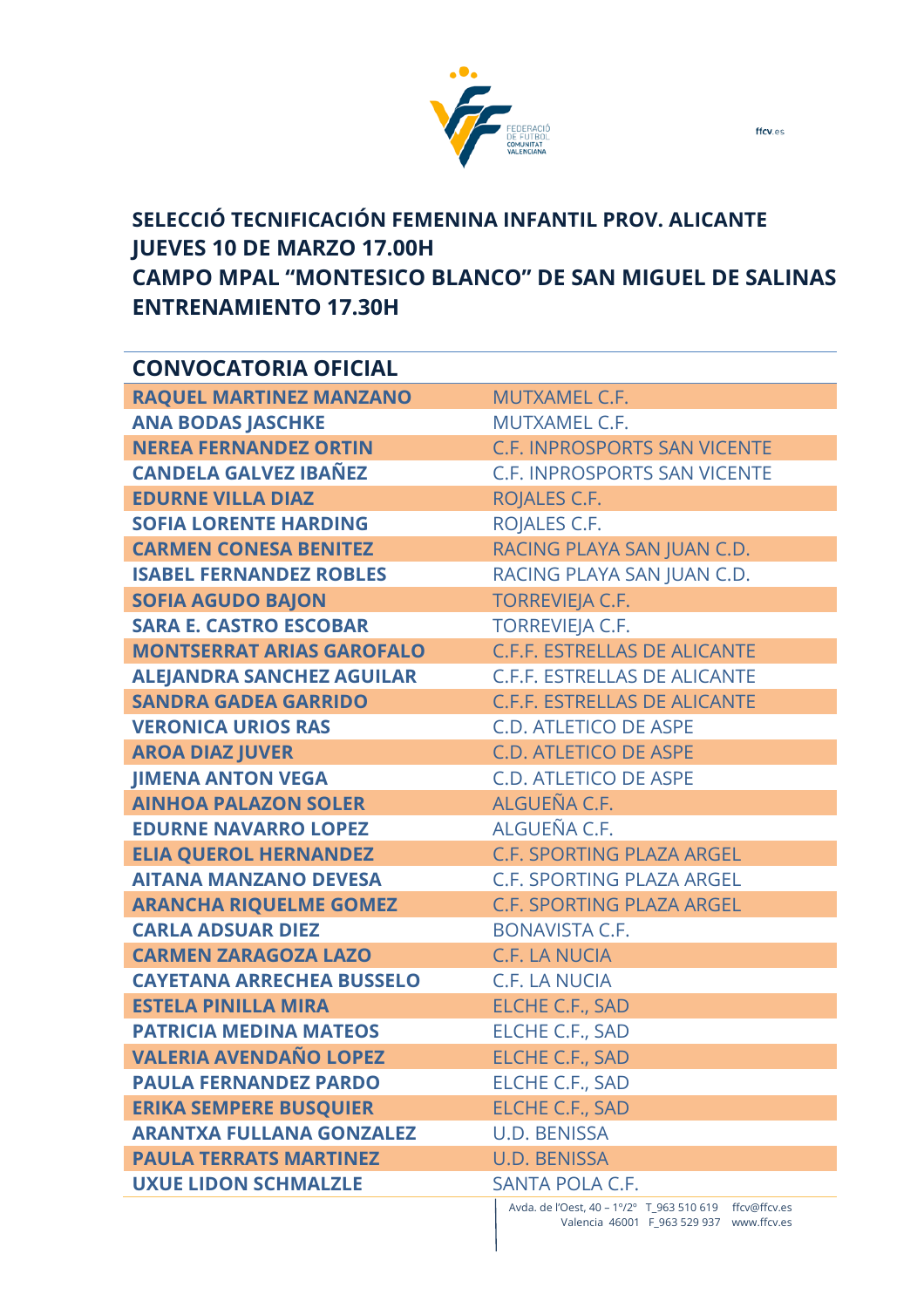## SELECCIÓ TECNIFICACIÓN FEMENINA INFANTIL PROV. ALICANTE
## JUEVES 10 DE MARZO 17.00H
## CAMPO MPAL "MONTESICO BLANCO" DE SAN MIGUEL DE SALINAS
## ENTRENAMIENTO 17.30H

| CONVOCATORIA OFICIAL | |
|---|---|
| **RAQUEL MARTINEZ MANZANO** | MUTXAMEL C.F. |
| **ANA BODAS JASCHKE** | MUTXAMEL C.F. |
| **NEREA FERNANDEZ ORTIN** | C.F. INPROSPORTS SAN VICENTE |
| **CANDELA GALVEZ IBAÑEZ** | C.F. INPROSPORTS SAN VICENTE |
| **EDURNE VILLA DIAZ** | ROJALES C.F. |
| **SOFIA LORENTE HARDING** | ROJALES C.F. |
| **CARMEN CONESA BENITEZ** | RACING PLAYA SAN JUAN C.D. |
| **ISABEL FERNANDEZ ROBLES** | RACING PLAYA SAN JUAN C.D. |
| **SOFIA AGUDO BAJON** | TORREVIEJA C.F. |
| **SARA E. CASTRO ESCOBAR** | TORREVIEJA C.F. |
| **MONTSERRAT ARIAS GAROFALO** | C.F.F. ESTRELLAS DE ALICANTE |
| **ALEJANDRA SANCHEZ AGUILAR** | C.F.F. ESTRELLAS DE ALICANTE |
| **SANDRA GADEA GARRIDO** | C.F.F. ESTRELLAS DE ALICANTE |
| **VERONICA URIOS RAS** | C.D. ATLETICO DE ASPE |
| **AROA DIAZ JUVER** | C.D. ATLETICO DE ASPE |
| **JIMENA ANTON VEGA** | C.D. ATLETICO DE ASPE |
| **AINHOA PALAZON SOLER** | ALGUEÑA C.F. |
| **EDURNE NAVARRO LOPEZ** | ALGUEÑA C.F. |
| **ELIA QUEROL HERNANDEZ** | C.F. SPORTING PLAZA ARGEL |
| **AITANA MANZANO DEVESA** | C.F. SPORTING PLAZA ARGEL |
| **ARANCHA RIQUELME GOMEZ** | C.F. SPORTING PLAZA ARGEL |
| **CARLA ADSUAR DIEZ** | BONAVISTA C.F. |
| **CARMEN ZARAGOZA LAZO** | C.F. LA NUCIA |
| **CAYETANA ARRECHEA BUSSELO** | C.F. LA NUCIA |
| **ESTELA PINILLA MIRA** | ELCHE C.F., SAD |
| **PATRICIA MEDINA MATEOS** | ELCHE C.F., SAD |
| **VALERIA AVENDAÑO LOPEZ** | ELCHE C.F., SAD |
| **PAULA FERNANDEZ PARDO** | ELCHE C.F., SAD |
| **ERIKA SEMPERE BUSQUIER** | ELCHE C.F., SAD |
| **ARANTXA FULLANA GONZALEZ** | U.D. BENISSA |
| **PAULA TERRATS MARTINEZ** | U.D. BENISSA |
| **UXUE LIDON SCHMALZLE** | SANTA POLA C.F. |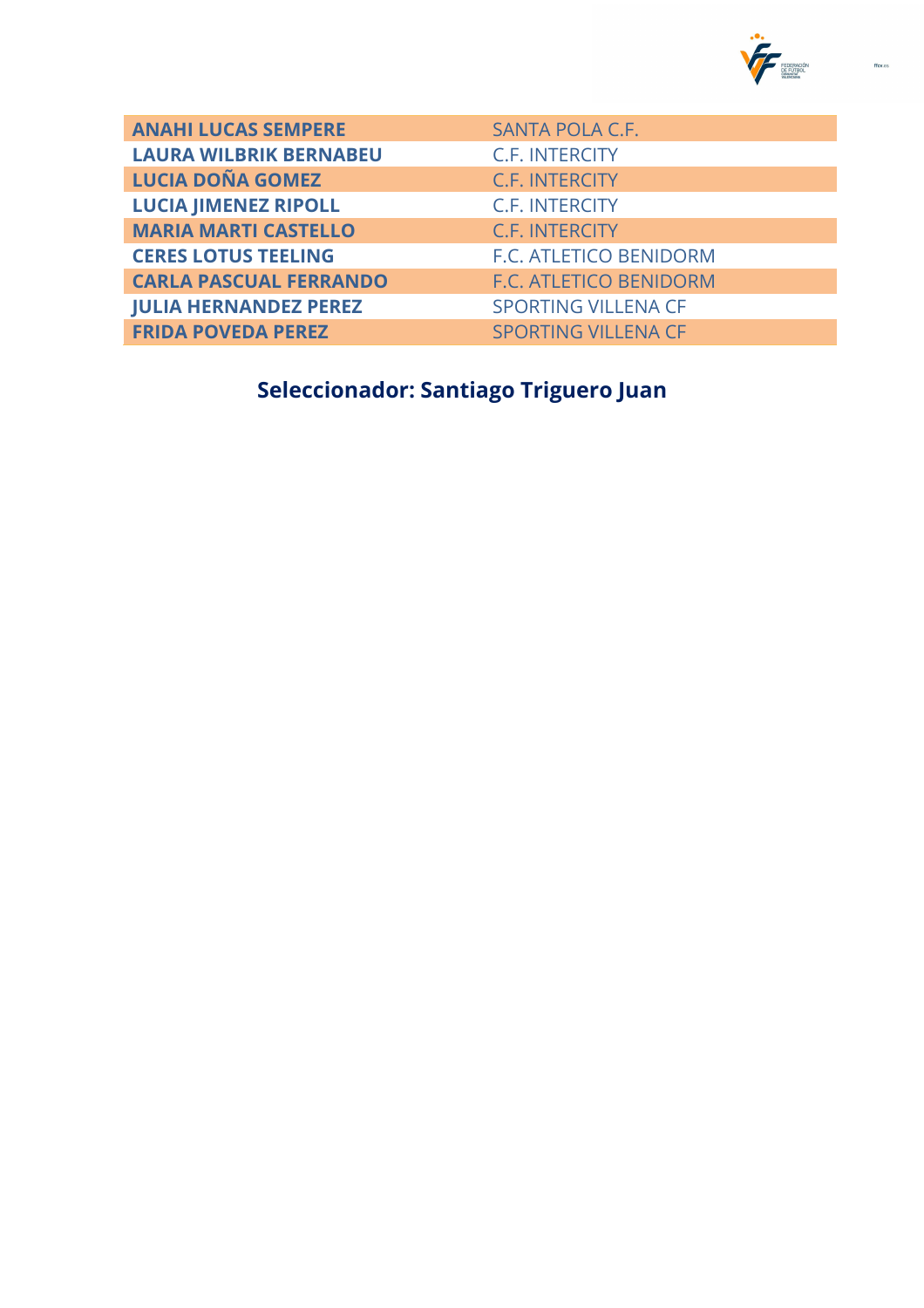| | |
|---|---|
| **ANAHI LUCAS SEMPERE** | SANTA POLA C.F. |
| **LAURA WILBRIK BERNABEU** | C.F. INTERCITY |
| **LUCIA DOÑA GOMEZ** | C.F. INTERCITY |
| **LUCIA JIMENEZ RIPOLL** | C.F. INTERCITY |
| **MARIA MARTI CASTELLO** | C.F. INTERCITY |
| **CERES LOTUS TEELING** | F.C. ATLETICO BENIDORM |
| **CARLA PASCUAL FERRANDO** | F.C. ATLETICO BENIDORM |
| **JULIA HERNANDEZ PEREZ** | SPORTING VILLENA CF |
| **FRIDA POVEDA PEREZ** | SPORTING VILLENA CF |

**Seleccionador: Santiago Triguero Juan**